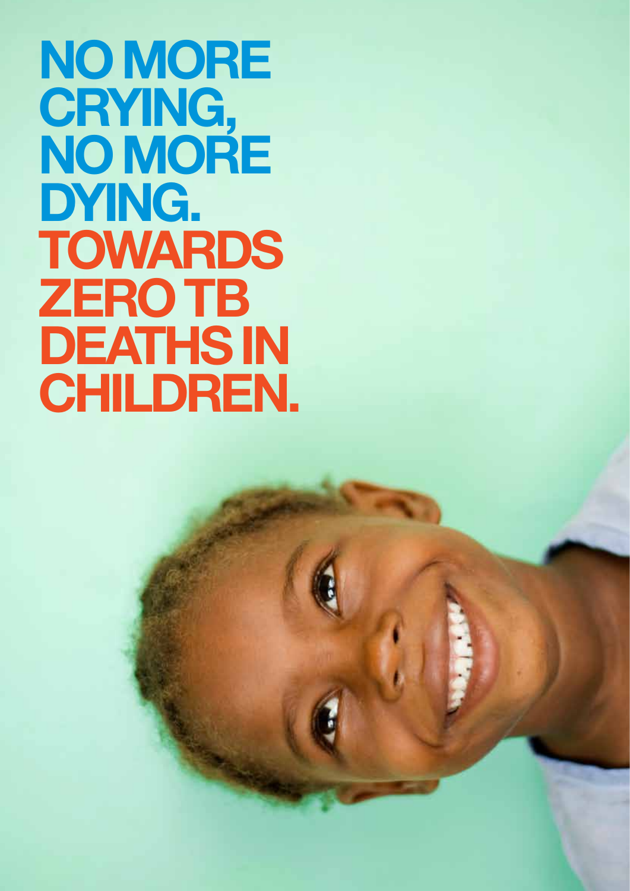# NO MORE CRYING, NO MORE DYING. TOWARDS ZERO TB DEATHS IN CHILDREN.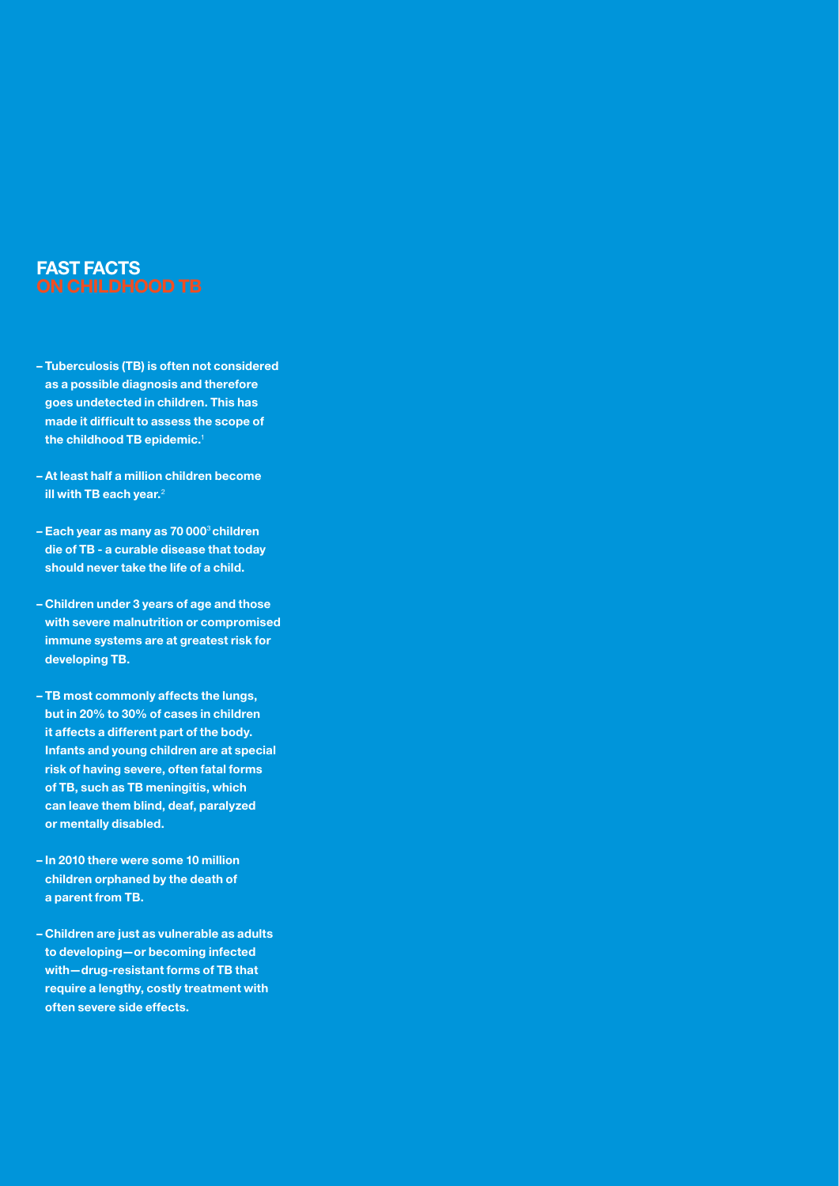# FAST FACTS ON CHILDHOOD TB

- Tuberculosis (TB) is often not considered as a possible diagnosis and therefore goes undetected in children. This has made it difficult to assess the scope of the childhood TB epidemic.[1]

- At least half a million children become ill with TB each year.[2]

- Each year as many as 70 000[3] children die of TB - a curable disease that today should never take the life of a child.

- Children under 3 years of age and those with severe malnutrition or compromised immune systems are at greatest risk for developing TB.

- TB most commonly affects the lungs, but in 20% to 30% of cases in children it affects a different part of the body. Infants and young children are at special risk of having severe, often fatal forms of TB, such as TB meningitis, which can leave them blind, deaf, paralyzed or mentally disabled.

- In 2010 there were some 10 million children orphaned by the death of a parent from TB.

- Children are just as vulnerable as adults to developing—or becoming infected with—drug-resistant forms of TB that require a lengthy, costly treatment with often severe side effects.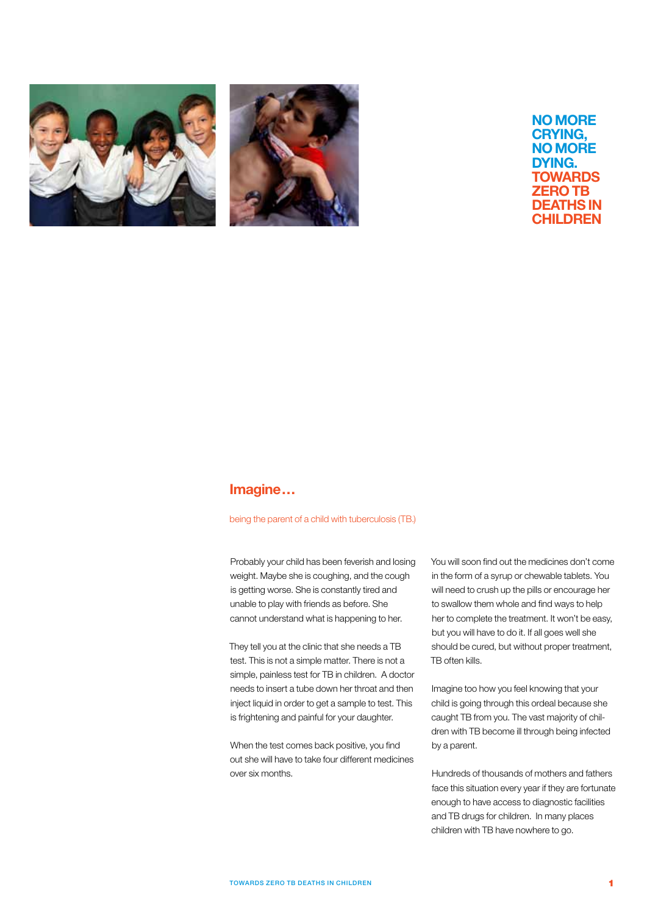# NO MORE CRYING, NO MORE DYING. TOWARDS ZERO TB DEATHS IN CHILDREN

## Imagine…

being the parent of a child with tuberculosis (TB.)

Probably your child has been feverish and losing weight. Maybe she is coughing, and the cough is getting worse. She is constantly tired and unable to play with friends as before. She cannot understand what is happening to her.

They tell you at the clinic that she needs a TB test. This is not a simple matter. There is not a simple, painless test for TB in children. A doctor needs to insert a tube down her throat and then inject liquid in order to get a sample to test. This is frightening and painful for your daughter.

When the test comes back positive, you find out she will have to take four different medicines over six months.

You will soon find out the medicines don't come in the form of a syrup or chewable tablets. You will need to crush up the pills or encourage her to swallow them whole and find ways to help her to complete the treatment. It won't be easy, but you will have to do it. If all goes well she should be cured, but without proper treatment, TB often kills.

Imagine too how you feel knowing that your child is going through this ordeal because she caught TB from you. The vast majority of children with TB become ill through being infected by a parent.

Hundreds of thousands of mothers and fathers face this situation every year if they are fortunate enough to have access to diagnostic facilities and TB drugs for children. In many places children with TB have nowhere to go.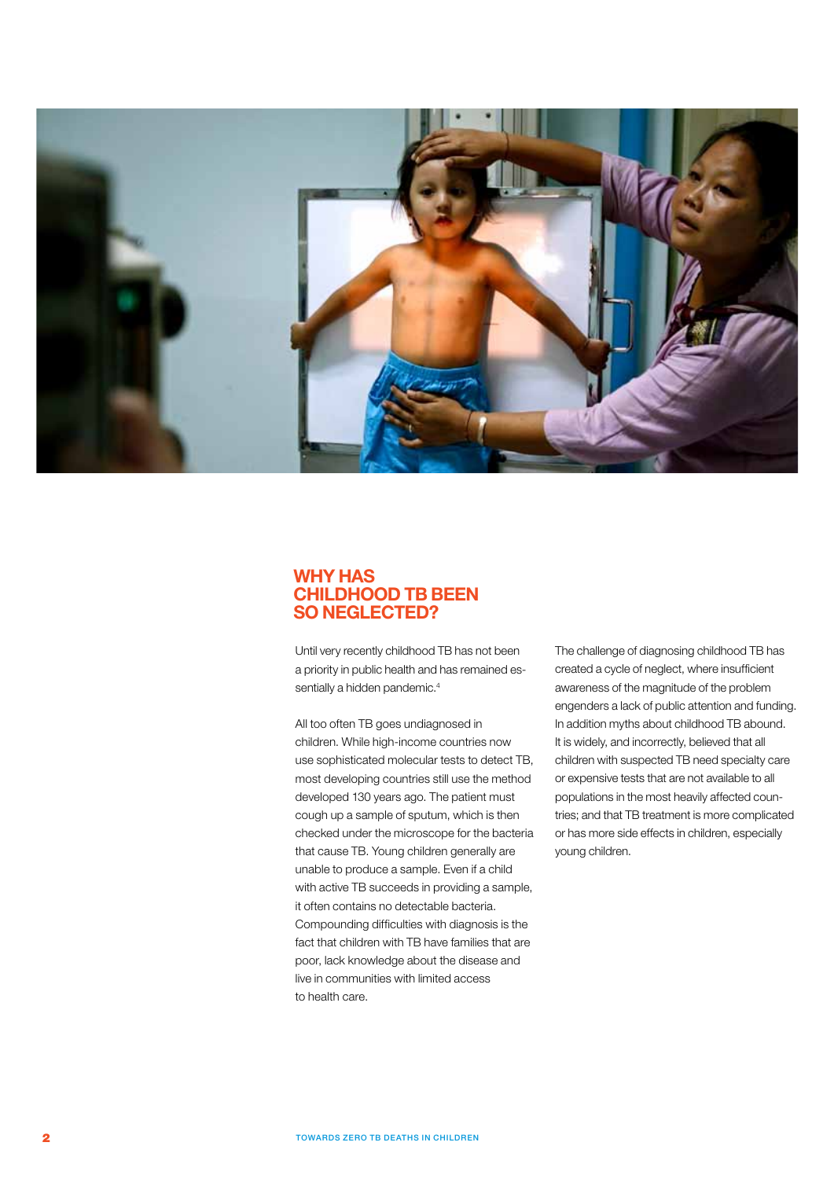# WHY HAS CHILDHOOD TB BEEN SO NEGLECTED?

Until very recently childhood TB has not been a priority in public health and has remained essentially a hidden pandemic.[4]

All too often TB goes undiagnosed in children. While high-income countries now use sophisticated molecular tests to detect TB, most developing countries still use the method developed 130 years ago. The patient must cough up a sample of sputum, which is then checked under the microscope for the bacteria that cause TB. Young children generally are unable to produce a sample. Even if a child with active TB succeeds in providing a sample, it often contains no detectable bacteria. Compounding difficulties with diagnosis is the fact that children with TB have families that are poor, lack knowledge about the disease and live in communities with limited access to health care.

The challenge of diagnosing childhood TB has created a cycle of neglect, where insufficient awareness of the magnitude of the problem engenders a lack of public attention and funding. In addition myths about childhood TB abound. It is widely, and incorrectly, believed that all children with suspected TB need specialty care or expensive tests that are not available to all populations in the most heavily affected countries; and that TB treatment is more complicated or has more side effects in children, especially young children.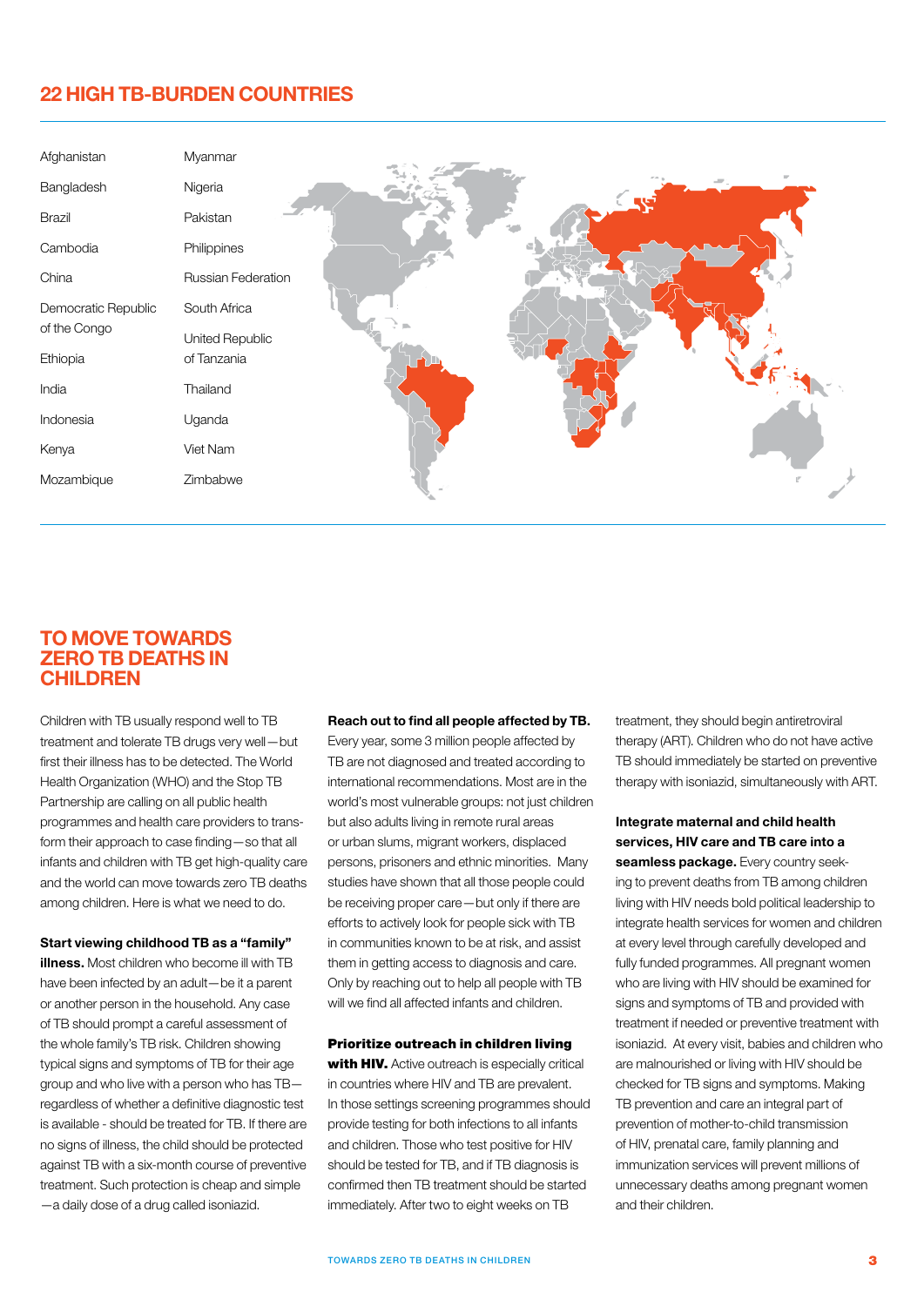## 22 HIGH TB-BURDEN COUNTRIES

- Afghanistan
- Bangladesh
- Brazil
- Cambodia
- China
- Democratic Republic of the Congo
- Ethiopia
- India
- Indonesia
- Kenya
- Mozambique
- Myanmar
- Nigeria
- Pakistan
- Philippines
- Russian Federation
- South Africa
- United Republic of Tanzania
- Thailand
- Uganda
- Viet Nam
- Zimbabwe

## TO MOVE TOWARDS ZERO TB DEATHS IN CHILDREN

Children with TB usually respond well to TB treatment and tolerate TB drugs very well—but first their illness has to be detected. The World Health Organization (WHO) and the Stop TB Partnership are calling on all public health programmes and health care providers to transform their approach to case finding—so that all infants and children with TB get high-quality care and the world can move towards zero TB deaths among children. Here is what we need to do.

**Start viewing childhood TB as a "family" illness.** Most children who become ill with TB have been infected by an adult—be it a parent or another person in the household. Any case of TB should prompt a careful assessment of the whole family's TB risk. Children showing typical signs and symptoms of TB for their age group and who live with a person who has TB—regardless of whether a definitive diagnostic test is available - should be treated for TB. If there are no signs of illness, the child should be protected against TB with a six-month course of preventive treatment. Such protection is cheap and simple—a daily dose of a drug called isoniazid.

**Reach out to find all people affected by TB.** Every year, some 3 million people affected by TB are not diagnosed and treated according to international recommendations. Most are in the world's most vulnerable groups: not just children but also adults living in remote rural areas or urban slums, migrant workers, displaced persons, prisoners and ethnic minorities. Many studies have shown that all those people could be receiving proper care—but only if there are efforts to actively look for people sick with TB in communities known to be at risk, and assist them in getting access to diagnosis and care. Only by reaching out to help all people with TB will we find all affected infants and children.

**Prioritize outreach in children living with HIV.** Active outreach is especially critical in countries where HIV and TB are prevalent. In those settings screening programmes should provide testing for both infections to all infants and children. Those who test positive for HIV should be tested for TB, and if TB diagnosis is confirmed then TB treatment should be started immediately. After two to eight weeks on TB treatment, they should begin antiretroviral therapy (ART). Children who do not have active TB should immediately be started on preventive therapy with isoniazid, simultaneously with ART.

**Integrate maternal and child health services, HIV care and TB care into a seamless package.** Every country seeking to prevent deaths from TB among children living with HIV needs bold political leadership to integrate health services for women and children at every level through carefully developed and fully funded programmes. All pregnant women who are living with HIV should be examined for signs and symptoms of TB and provided with treatment if needed or preventive treatment with isoniazid. At every visit, babies and children who are malnourished or living with HIV should be checked for TB signs and symptoms. Making TB prevention and care an integral part of prevention of mother-to-child transmission of HIV, prenatal care, family planning and immunization services will prevent millions of unnecessary deaths among pregnant women and their children.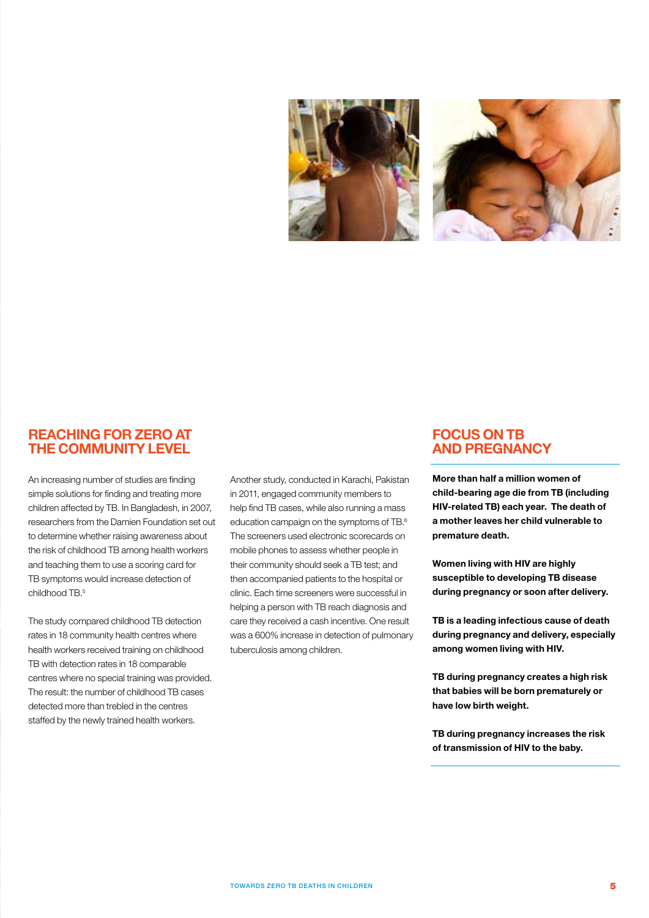## REACHING FOR ZERO AT THE COMMUNITY LEVEL

An increasing number of studies are finding simple solutions for finding and treating more children affected by TB. In Bangladesh, in 2007, researchers from the Damien Foundation set out to determine whether raising awareness about the risk of childhood TB among health workers and teaching them to use a scoring card for TB symptoms would increase detection of childhood TB.[5]

The study compared childhood TB detection rates in 18 community health centres where health workers received training on childhood TB with detection rates in 18 comparable centres where no special training was provided. The result: the number of childhood TB cases detected more than trebled in the centres staffed by the newly trained health workers.

Another study, conducted in Karachi, Pakistan in 2011, engaged community members to help find TB cases, while also running a mass education campaign on the symptoms of TB.[6] The screeners used electronic scorecards on mobile phones to assess whether people in their community should seek a TB test; and then accompanied patients to the hospital or clinic. Each time screeners were successful in helping a person with TB reach diagnosis and care they received a cash incentive. One result was a 600% increase in detection of pulmonary tuberculosis among children.

## FOCUS ON TB AND PREGNANCY

**More than half a million women of child-bearing age die from TB (including HIV-related TB) each year. The death of a mother leaves her child vulnerable to premature death.**

**Women living with HIV are highly susceptible to developing TB disease during pregnancy or soon after delivery.**

**TB is a leading infectious cause of death during pregnancy and delivery, especially among women living with HIV.**

**TB during pregnancy creates a high risk that babies will be born prematurely or have low birth weight.**

**TB during pregnancy increases the risk of transmission of HIV to the baby.**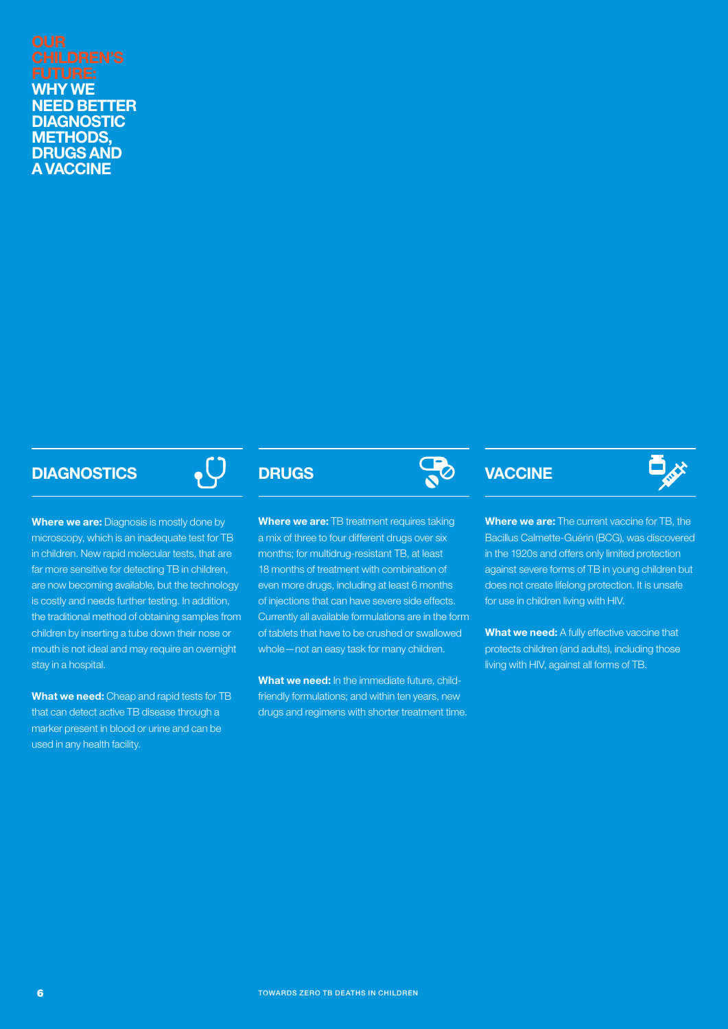# OUR CHILDREN'S FUTURE: WHY WE NEED BETTER DIAGNOSTIC METHODS, DRUGS AND A VACCINE

## DIAGNOSTICS

**Where we are:** Diagnosis is mostly done by microscopy, which is an inadequate test for TB in children. New rapid molecular tests, that are far more sensitive for detecting TB in children, are now becoming available, but the technology is costly and needs further testing. In addition, the traditional method of obtaining samples from children by inserting a tube down their nose or mouth is not ideal and may require an overnight stay in a hospital.

**What we need:** Cheap and rapid tests for TB that can detect active TB disease through a marker present in blood or urine and can be used in any health facility.

## DRUGS

**Where we are:** TB treatment requires taking a mix of three to four different drugs over six months; for multidrug-resistant TB, at least 18 months of treatment with combination of even more drugs, including at least 6 months of injections that can have severe side effects. Currently all available formulations are in the form of tablets that have to be crushed or swallowed whole—not an easy task for many children.

**What we need:** In the immediate future, child-friendly formulations; and within ten years, new drugs and regimens with shorter treatment time.

## VACCINE

**Where we are:** The current vaccine for TB, the Bacillus Calmette-Guérin (BCG), was discovered in the 1920s and offers only limited protection against severe forms of TB in young children but does not create lifelong protection. It is unsafe for use in children living with HIV.

**What we need:** A fully effective vaccine that protects children (and adults), including those living with HIV, against all forms of TB.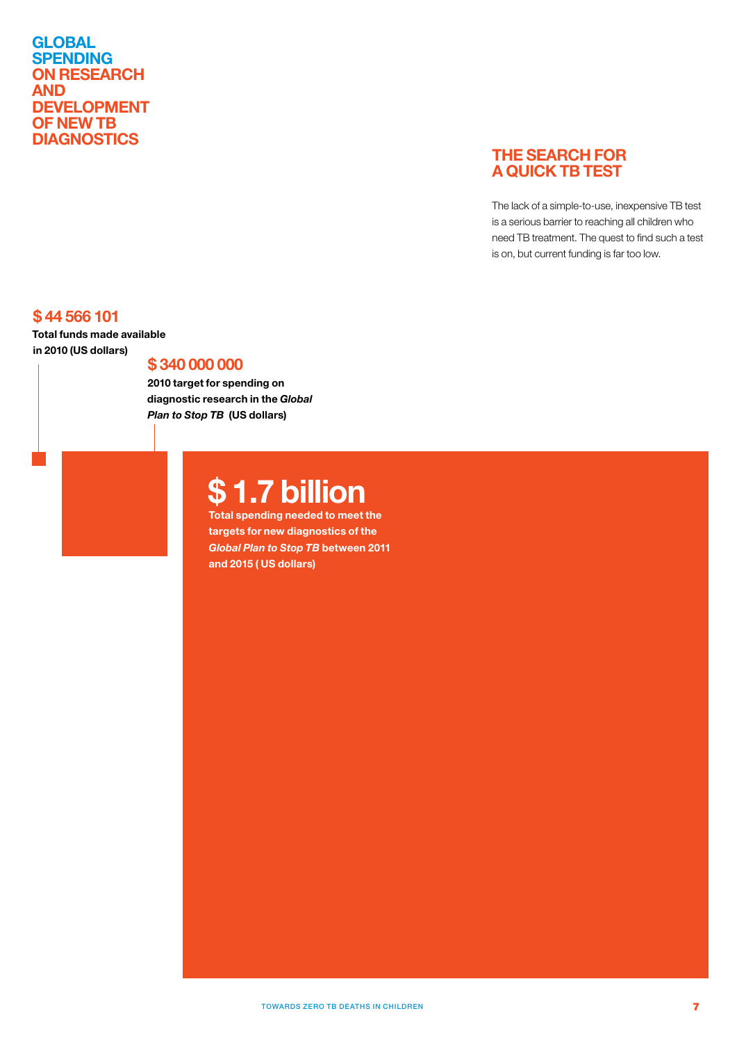# GLOBAL SPENDING ON RESEARCH AND DEVELOPMENT OF NEW TB DIAGNOSTICS

## THE SEARCH FOR A QUICK TB TEST

The lack of a simple-to-use, inexpensive TB test is a serious barrier to reaching all children who need TB treatment. The quest to find such a test is on, but current funding is far too low.

**$ 44 566 101**

**Total funds made available in 2010 (US dollars)**

**$ 340 000 000**

**2010 target for spending on diagnostic research in the *Global Plan to Stop TB* (US dollars)**

**$ 1.7 billion**

**Total spending needed to meet the targets for new diagnostics of the *Global Plan to Stop TB* between 2011 and 2015 ( US dollars)**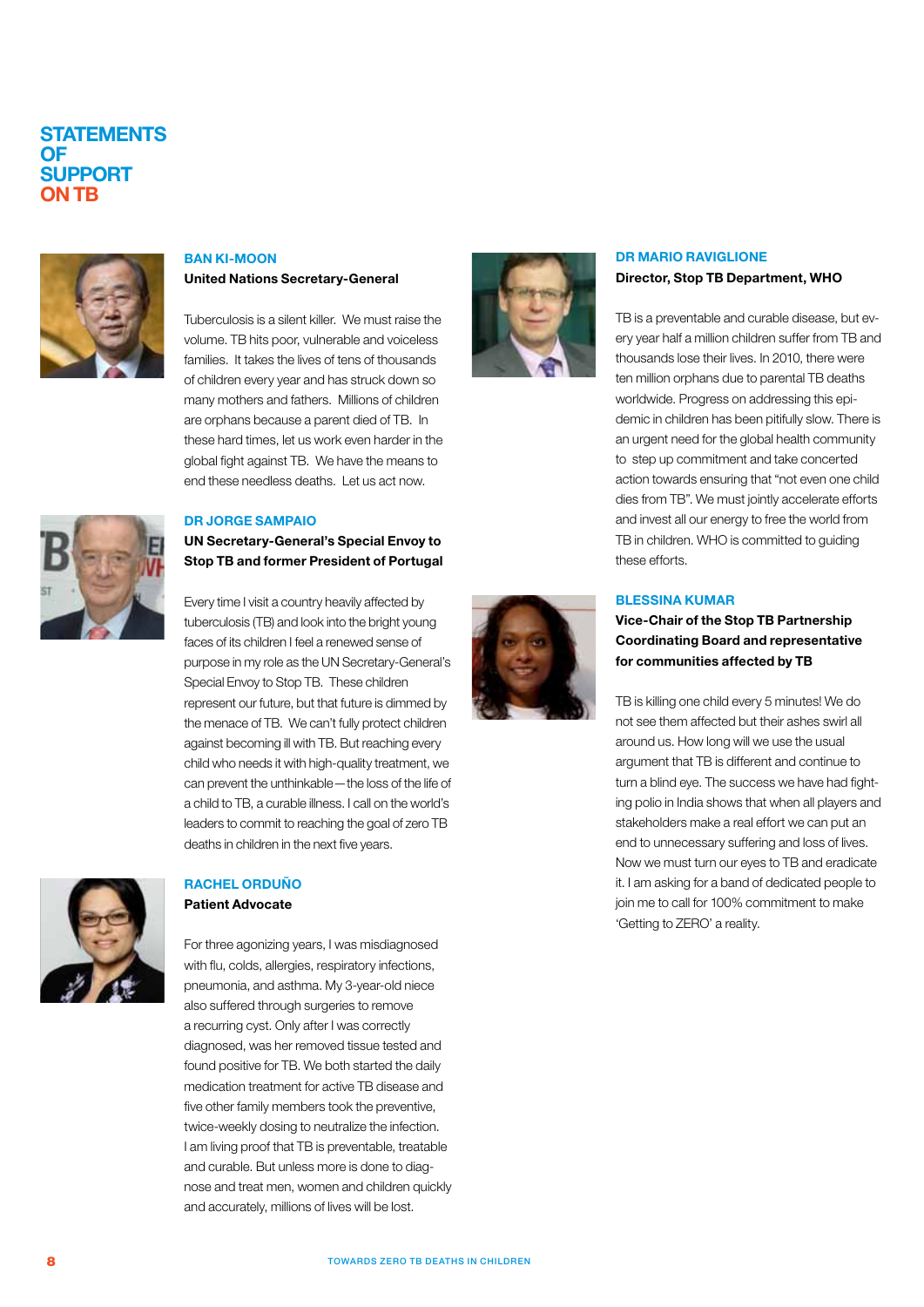# STATEMENTS OF SUPPORT ON TB

### BAN KI-MOON

**United Nations Secretary-General**

Tuberculosis is a silent killer. We must raise the volume. TB hits poor, vulnerable and voiceless families. It takes the lives of tens of thousands of children every year and has struck down so many mothers and fathers. Millions of children are orphans because a parent died of TB. In these hard times, let us work even harder in the global fight against TB. We have the means to end these needless deaths. Let us act now.

### DR JORGE SAMPAIO

**UN Secretary-General's Special Envoy to Stop TB and former President of Portugal**

Every time I visit a country heavily affected by tuberculosis (TB) and look into the bright young faces of its children I feel a renewed sense of purpose in my role as the UN Secretary-General's Special Envoy to Stop TB. These children represent our future, but that future is dimmed by the menace of TB. We can't fully protect children against becoming ill with TB. But reaching every child who needs it with high-quality treatment, we can prevent the unthinkable—the loss of the life of a child to TB, a curable illness. I call on the world's leaders to commit to reaching the goal of zero TB deaths in children in the next five years.

### RACHEL ORDUÑO

**Patient Advocate**

For three agonizing years, I was misdiagnosed with flu, colds, allergies, respiratory infections, pneumonia, and asthma. My 3-year-old niece also suffered through surgeries to remove a recurring cyst. Only after I was correctly diagnosed, was her removed tissue tested and found positive for TB. We both started the daily medication treatment for active TB disease and five other family members took the preventive, twice-weekly dosing to neutralize the infection. I am living proof that TB is preventable, treatable and curable. But unless more is done to diagnose and treat men, women and children quickly and accurately, millions of lives will be lost.

### DR MARIO RAVIGLIONE

**Director, Stop TB Department, WHO**

TB is a preventable and curable disease, but every year half a million children suffer from TB and thousands lose their lives. In 2010, there were ten million orphans due to parental TB deaths worldwide. Progress on addressing this epidemic in children has been pitifully slow. There is an urgent need for the global health community to step up commitment and take concerted action towards ensuring that "not even one child dies from TB". We must jointly accelerate efforts and invest all our energy to free the world from TB in children. WHO is committed to guiding these efforts.

### BLESSINA KUMAR

**Vice-Chair of the Stop TB Partnership Coordinating Board and representative for communities affected by TB**

TB is killing one child every 5 minutes! We do not see them affected but their ashes swirl all around us. How long will we use the usual argument that TB is different and continue to turn a blind eye. The success we have had fighting polio in India shows that when all players and stakeholders make a real effort we can put an end to unnecessary suffering and loss of lives. Now we must turn our eyes to TB and eradicate it. I am asking for a band of dedicated people to join me to call for 100% commitment to make 'Getting to ZERO' a reality.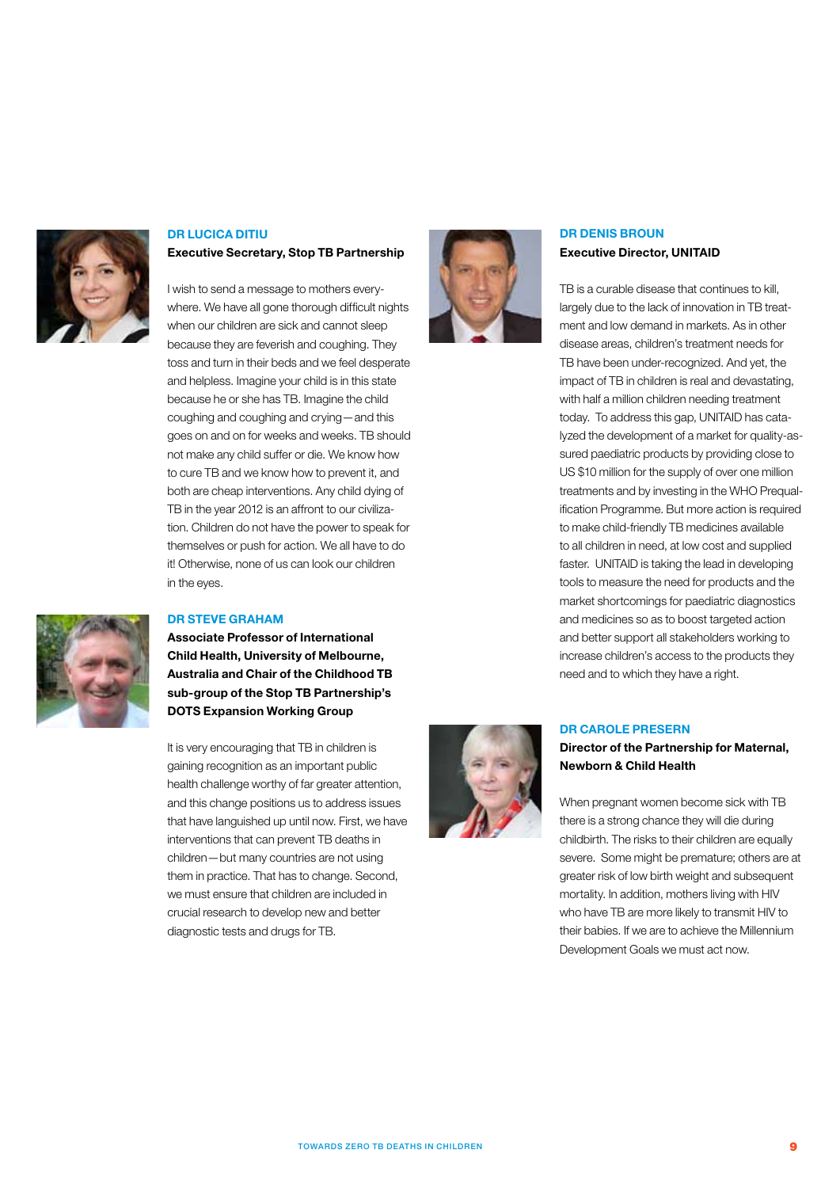## DR LUCICA DITIU

**Executive Secretary, Stop TB Partnership**

I wish to send a message to mothers everywhere. We have all gone thorough difficult nights when our children are sick and cannot sleep because they are feverish and coughing. They toss and turn in their beds and we feel desperate and helpless. Imagine your child is in this state because he or she has TB. Imagine the child coughing and coughing and crying—and this goes on and on for weeks and weeks. TB should not make any child suffer or die. We know how to cure TB and we know how to prevent it, and both are cheap interventions. Any child dying of TB in the year 2012 is an affront to our civilization. Children do not have the power to speak for themselves or push for action. We all have to do it! Otherwise, none of us can look our children in the eyes.

## DR STEVE GRAHAM

**Associate Professor of International Child Health, University of Melbourne, Australia and Chair of the Childhood TB sub-group of the Stop TB Partnership's DOTS Expansion Working Group**

It is very encouraging that TB in children is gaining recognition as an important public health challenge worthy of far greater attention, and this change positions us to address issues that have languished up until now. First, we have interventions that can prevent TB deaths in children—but many countries are not using them in practice. That has to change. Second, we must ensure that children are included in crucial research to develop new and better diagnostic tests and drugs for TB.

## DR DENIS BROUN

**Executive Director, UNITAID**

TB is a curable disease that continues to kill, largely due to the lack of innovation in TB treatment and low demand in markets. As in other disease areas, children's treatment needs for TB have been under-recognized. And yet, the impact of TB in children is real and devastating, with half a million children needing treatment today. To address this gap, UNITAID has catalyzed the development of a market for quality-assured paediatric products by providing close to US $10 million for the supply of over one million treatments and by investing in the WHO Prequalification Programme. But more action is required to make child-friendly TB medicines available to all children in need, at low cost and supplied faster. UNITAID is taking the lead in developing tools to measure the need for products and the market shortcomings for paediatric diagnostics and medicines so as to boost targeted action and better support all stakeholders working to increase children's access to the products they need and to which they have a right.

## DR CAROLE PRESERN

**Director of the Partnership for Maternal, Newborn & Child Health**

When pregnant women become sick with TB there is a strong chance they will die during childbirth. The risks to their children are equally severe. Some might be premature; others are at greater risk of low birth weight and subsequent mortality. In addition, mothers living with HIV who have TB are more likely to transmit HIV to their babies. If we are to achieve the Millennium Development Goals we must act now.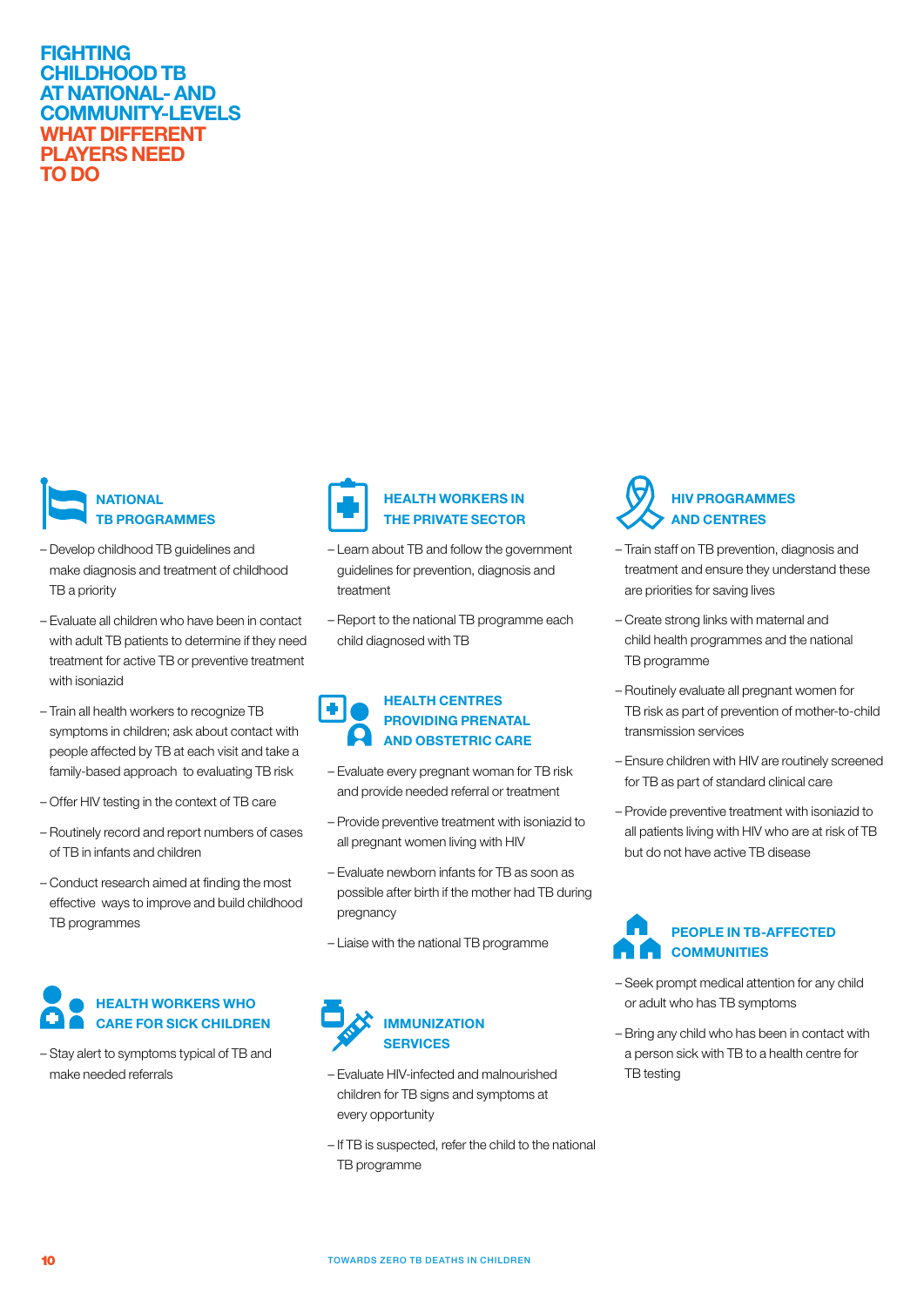# FIGHTING CHILDHOOD TB AT NATIONAL- AND COMMUNITY-LEVELS WHAT DIFFERENT PLAYERS NEED TO DO

## NATIONAL TB PROGRAMMES

- Develop childhood TB guidelines and make diagnosis and treatment of childhood TB a priority
- Evaluate all children who have been in contact with adult TB patients to determine if they need treatment for active TB or preventive treatment with isoniazid
- Train all health workers to recognize TB symptoms in children; ask about contact with people affected by TB at each visit and take a family-based approach to evaluating TB risk
- Offer HIV testing in the context of TB care
- Routinely record and report numbers of cases of TB in infants and children
- Conduct research aimed at finding the most effective ways to improve and build childhood TB programmes

## HEALTH WORKERS WHO CARE FOR SICK CHILDREN

- Stay alert to symptoms typical of TB and make needed referrals

## HEALTH WORKERS IN THE PRIVATE SECTOR

- Learn about TB and follow the government guidelines for prevention, diagnosis and treatment
- Report to the national TB programme each child diagnosed with TB

## HEALTH CENTRES PROVIDING PRENATAL AND OBSTETRIC CARE

- Evaluate every pregnant woman for TB risk and provide needed referral or treatment
- Provide preventive treatment with isoniazid to all pregnant women living with HIV
- Evaluate newborn infants for TB as soon as possible after birth if the mother had TB during pregnancy
- Liaise with the national TB programme

## IMMUNIZATION SERVICES

- Evaluate HIV-infected and malnourished children for TB signs and symptoms at every opportunity
- If TB is suspected, refer the child to the national TB programme

## HIV PROGRAMMES AND CENTRES

- Train staff on TB prevention, diagnosis and treatment and ensure they understand these are priorities for saving lives
- Create strong links with maternal and child health programmes and the national TB programme
- Routinely evaluate all pregnant women for TB risk as part of prevention of mother-to-child transmission services
- Ensure children with HIV are routinely screened for TB as part of standard clinical care
- Provide preventive treatment with isoniazid to all patients living with HIV who are at risk of TB but do not have active TB disease

## PEOPLE IN TB-AFFECTED COMMUNITIES

- Seek prompt medical attention for any child or adult who has TB symptoms
- Bring any child who has been in contact with a person sick with TB to a health centre for TB testing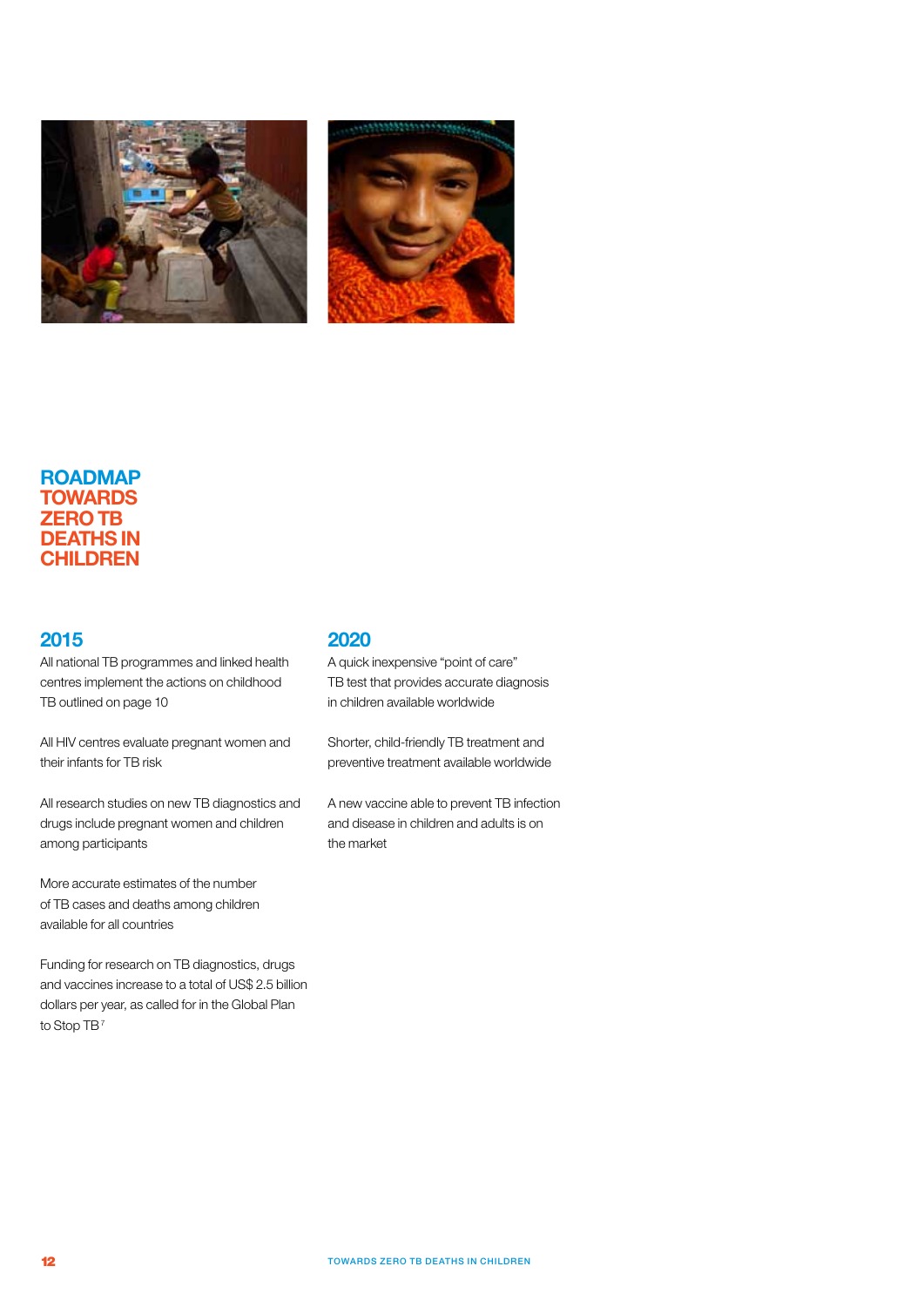# ROADMAP TOWARDS ZERO TB DEATHS IN CHILDREN

## 2015

All national TB programmes and linked health centres implement the actions on childhood TB outlined on page 10

All HIV centres evaluate pregnant women and their infants for TB risk

All research studies on new TB diagnostics and drugs include pregnant women and children among participants

More accurate estimates of the number of TB cases and deaths among children available for all countries

Funding for research on TB diagnostics, drugs and vaccines increase to a total of US$ 2.5 billion dollars per year, as called for in the Global Plan to Stop TB[7]

## 2020

A quick inexpensive "point of care" TB test that provides accurate diagnosis in children available worldwide

Shorter, child-friendly TB treatment and preventive treatment available worldwide

A new vaccine able to prevent TB infection and disease in children and adults is on the market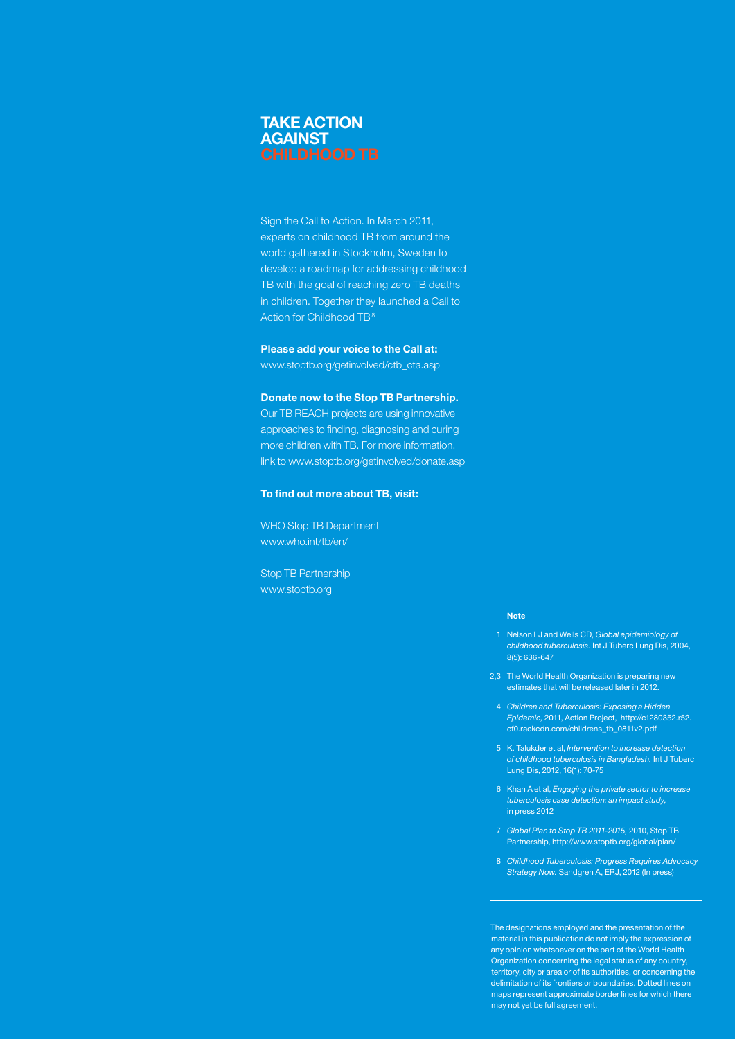# TAKE ACTION AGAINST CHILDHOOD TB

Sign the Call to Action. In March 2011, experts on childhood TB from around the world gathered in Stockholm, Sweden to develop a roadmap for addressing childhood TB with the goal of reaching zero TB deaths in children. Together they launched a Call to Action for Childhood TB[8]

**Please add your voice to the Call at:**
www.stoptb.org/getinvolved/ctb_cta.asp

**Donate now to the Stop TB Partnership.**
Our TB REACH projects are using innovative approaches to finding, diagnosing and curing more children with TB. For more information, link to www.stoptb.org/getinvolved/donate.asp

**To find out more about TB, visit:**

WHO Stop TB Department
www.who.int/tb/en/

Stop TB Partnership
www.stoptb.org

**Note**

1 Nelson LJ and Wells CD, *Global epidemiology of childhood tuberculosis.* Int J Tuberc Lung Dis, 2004, 8(5): 636-647

2,3 The World Health Organization is preparing new estimates that will be released later in 2012.

4 *Children and Tuberculosis: Exposing a Hidden Epidemic,* 2011, Action Project, http://c1280352.r52.cf0.rackcdn.com/childrens_tb_0811v2.pdf

5 K. Talukder et al, *Intervention to increase detection of childhood tuberculosis in Bangladesh.* Int J Tuberc Lung Dis, 2012, 16(1): 70-75

6 Khan A et al, *Engaging the private sector to increase tuberculosis case detection: an impact study,* in press 2012

7 *Global Plan to Stop TB 2011-2015,* 2010, Stop TB Partnership, http://www.stoptb.org/global/plan/

8 *Childhood Tuberculosis: Progress Requires Advocacy Strategy Now.* Sandgren A, ERJ, 2012 (In press)

The designations employed and the presentation of the material in this publication do not imply the expression of any opinion whatsoever on the part of the World Health Organization concerning the legal status of any country, territory, city or area or of its authorities, or concerning the delimitation of its frontiers or boundaries. Dotted lines on maps represent approximate border lines for which there may not yet be full agreement.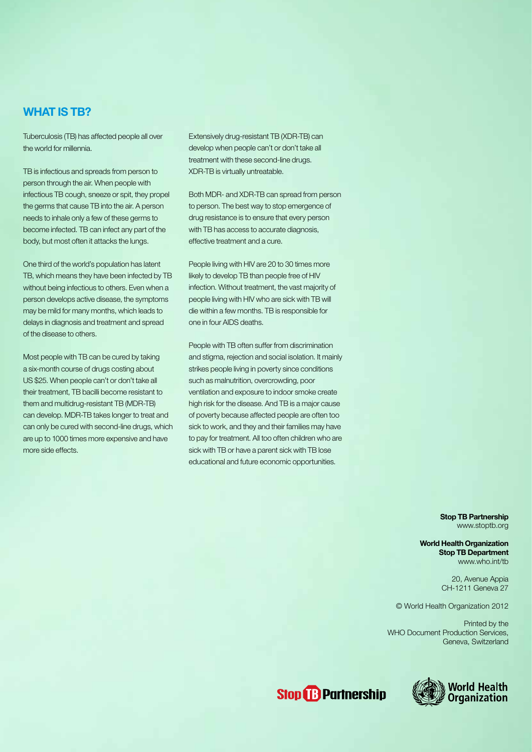## WHAT IS TB?

Tuberculosis (TB) has affected people all over the world for millennia.

TB is infectious and spreads from person to person through the air. When people with infectious TB cough, sneeze or spit, they propel the germs that cause TB into the air. A person needs to inhale only a few of these germs to become infected. TB can infect any part of the body, but most often it attacks the lungs.

One third of the world's population has latent TB, which means they have been infected by TB without being infectious to others. Even when a person develops active disease, the symptoms may be mild for many months, which leads to delays in diagnosis and treatment and spread of the disease to others.

Most people with TB can be cured by taking a six-month course of drugs costing about US $25. When people can't or don't take all their treatment, TB bacilli become resistant to them and multidrug-resistant TB (MDR-TB) can develop. MDR-TB takes longer to treat and can only be cured with second-line drugs, which are up to 1000 times more expensive and have more side effects.

Extensively drug-resistant TB (XDR-TB) can develop when people can't or don't take all treatment with these second-line drugs. XDR-TB is virtually untreatable.

Both MDR- and XDR-TB can spread from person to person. The best way to stop emergence of drug resistance is to ensure that every person with TB has access to accurate diagnosis, effective treatment and a cure.

People living with HIV are 20 to 30 times more likely to develop TB than people free of HIV infection. Without treatment, the vast majority of people living with HIV who are sick with TB will die within a few months. TB is responsible for one in four AIDS deaths.

People with TB often suffer from discrimination and stigma, rejection and social isolation. It mainly strikes people living in poverty since conditions such as malnutrition, overcrowding, poor ventilation and exposure to indoor smoke create high risk for the disease. And TB is a major cause of poverty because affected people are often too sick to work, and they and their families may have to pay for treatment. All too often children who are sick with TB or have a parent sick with TB lose educational and future economic opportunities.

**Stop TB Partnership**
www.stoptb.org

**World Health Organization**
**Stop TB Department**
www.who.int/tb

20, Avenue Appia
CH-1211 Geneva 27

© World Health Organization 2012

Printed by the
WHO Document Production Services,
Geneva, Switzerland

Stop TB Partnership

World Health Organization